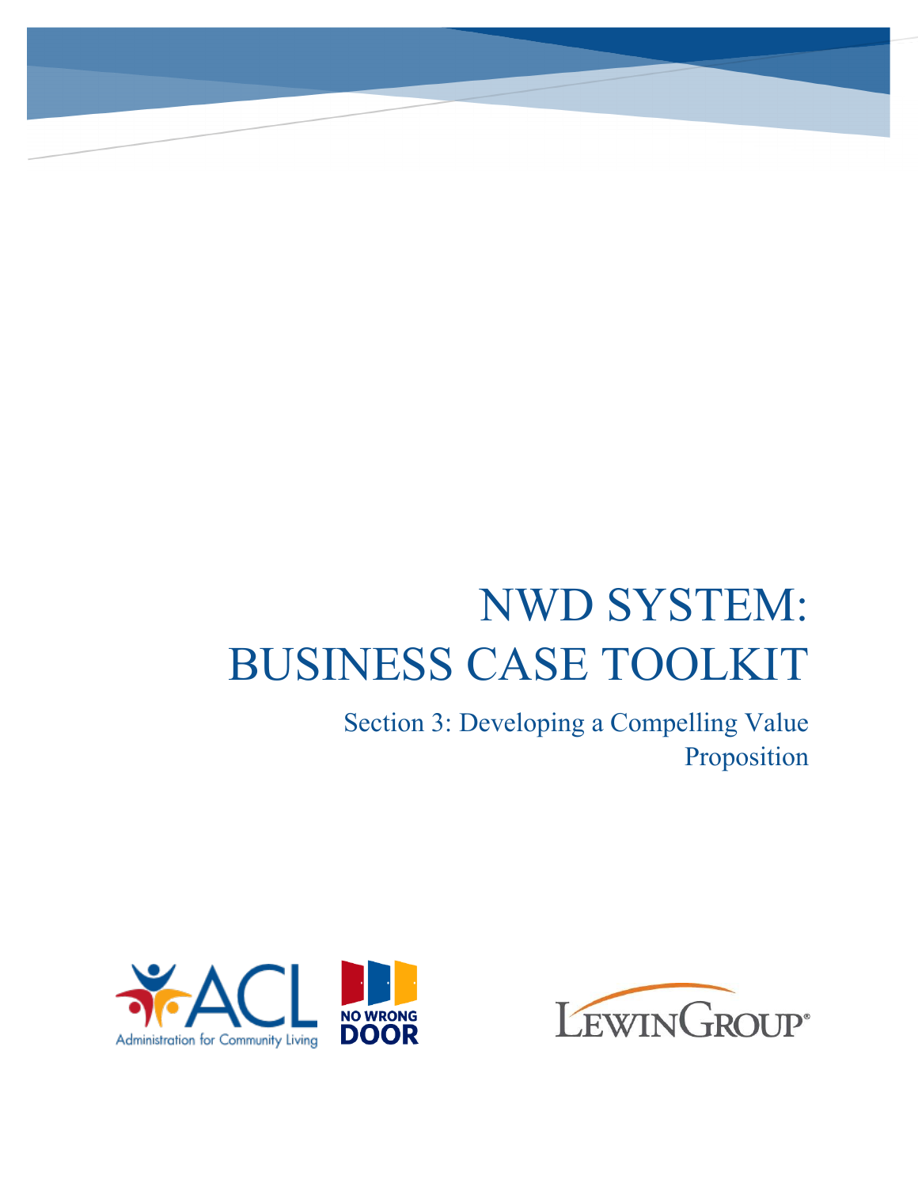# NWD SYSTEM: BUSINESS CASE TOOLKIT

## Section 3: Developing a Compelling Value Proposition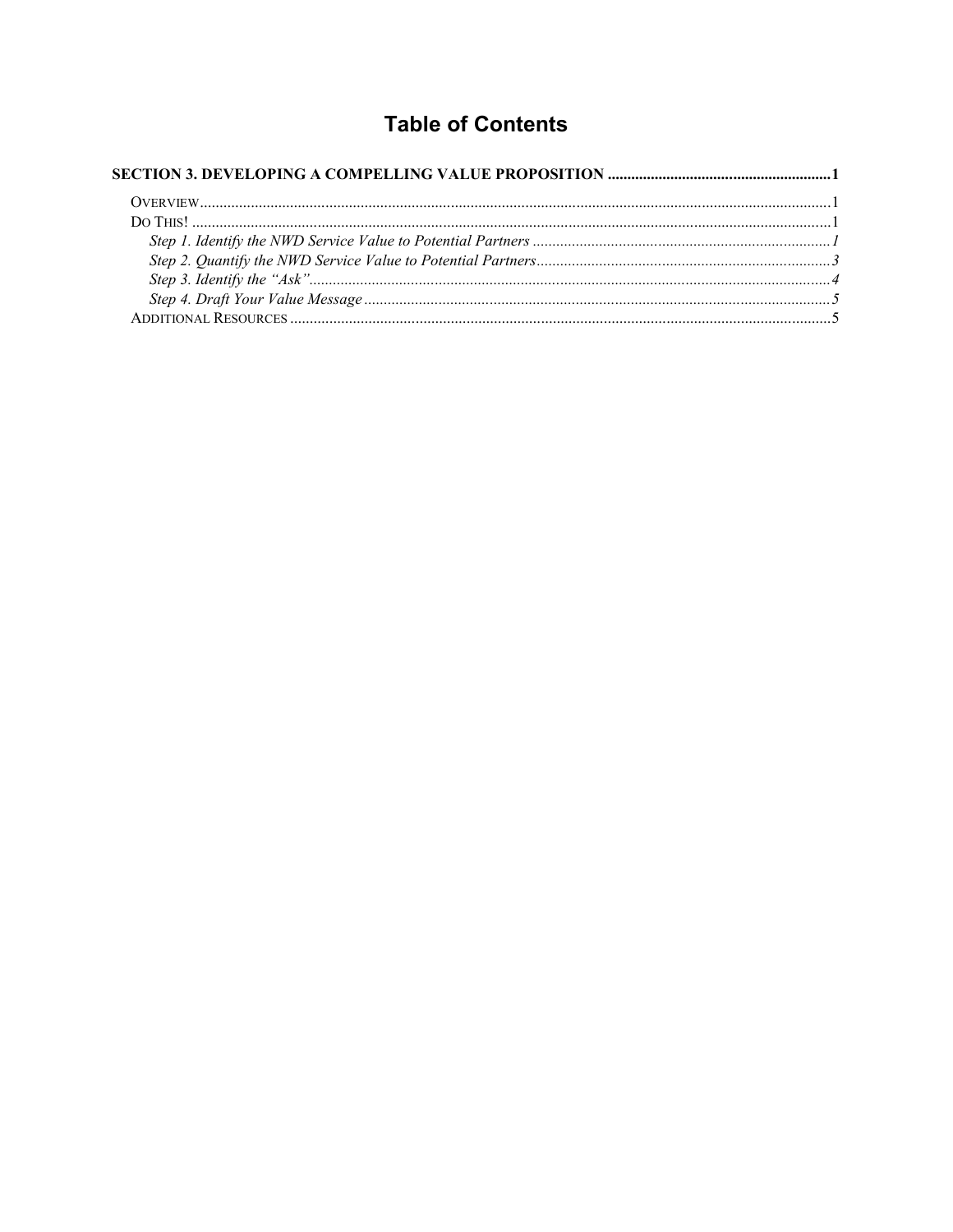# Table of Contents

**SECTION 3. DEVELOPING A COMPELLING VALUE PROPOSITION** ........................................................ **1**

OVERVIEW ........................................................................................................................................ 1
DO THIS! ........................................................................................................................................... 1
*Step 1. Identify the NWD Service Value to Potential Partners* ........................................................................ *1*
*Step 2. Quantify the NWD Service Value to Potential Partners* ........................................................................ *3*
*Step 3. Identify the "Ask"* ....................................................................................................................... *4*
*Step 4. Draft Your Value Message* .......................................................................................................... *5*
ADDITIONAL RESOURCES ................................................................................................................... 5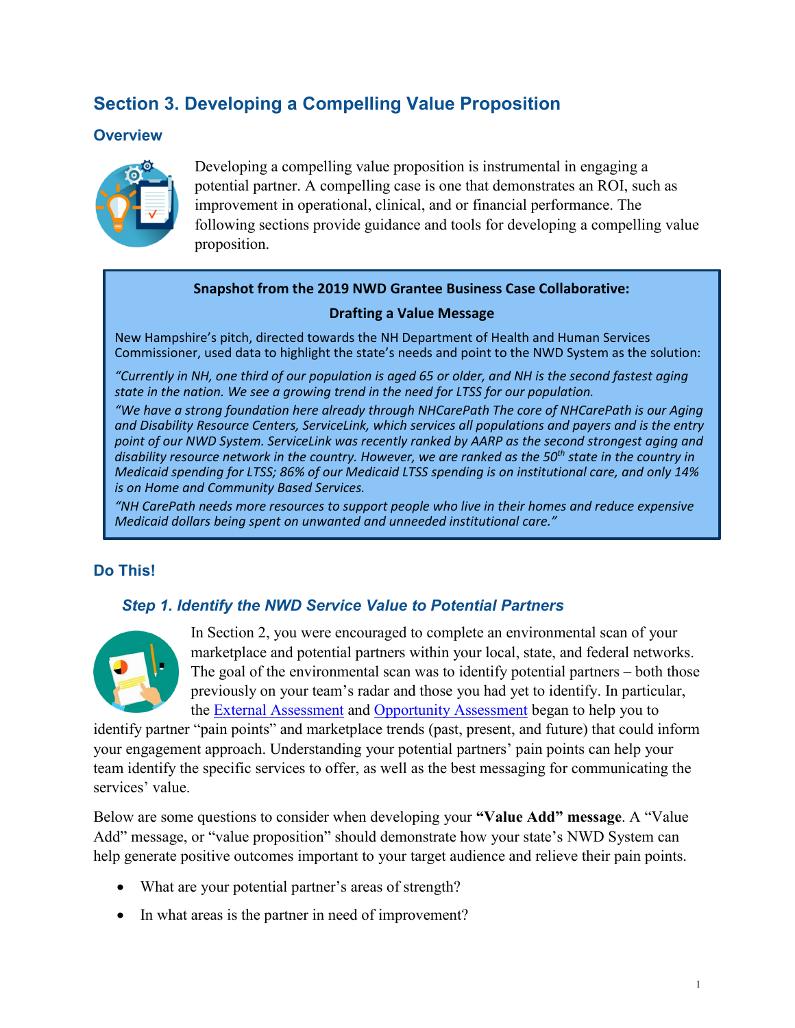## Section 3. Developing a Compelling Value Proposition

### Overview

Developing a compelling value proposition is instrumental in engaging a potential partner. A compelling case is one that demonstrates an ROI, such as improvement in operational, clinical, and or financial performance. The following sections provide guidance and tools for developing a compelling value proposition.

> **Snapshot from the 2019 NWD Grantee Business Case Collaborative:**
>
> **Drafting a Value Message**
>
> New Hampshire's pitch, directed towards the NH Department of Health and Human Services Commissioner, used data to highlight the state's needs and point to the NWD System as the solution:
>
> *"Currently in NH, one third of our population is aged 65 or older, and NH is the second fastest aging state in the nation. We see a growing trend in the need for LTSS for our population.*
>
> *"We have a strong foundation here already through NHCarePath The core of NHCarePath is our Aging and Disability Resource Centers, ServiceLink, which services all populations and payers and is the entry point of our NWD System. ServiceLink was recently ranked by AARP as the second strongest aging and disability resource network in the country. However, we are ranked as the 50th state in the country in Medicaid spending for LTSS; 86% of our Medicaid LTSS spending is on institutional care, and only 14% is on Home and Community Based Services.*
>
> *"NH CarePath needs more resources to support people who live in their homes and reduce expensive Medicaid dollars being spent on unwanted and unneeded institutional care."*

### Do This!

#### *Step 1. Identify the NWD Service Value to Potential Partners*

In Section 2, you were encouraged to complete an environmental scan of your marketplace and potential partners within your local, state, and federal networks. The goal of the environmental scan was to identify potential partners – both those previously on your team's radar and those you had yet to identify. In particular, the External Assessment and Opportunity Assessment began to help you to identify partner "pain points" and marketplace trends (past, present, and future) that could inform your engagement approach. Understanding your potential partners' pain points can help your team identify the specific services to offer, as well as the best messaging for communicating the services' value.

Below are some questions to consider when developing your **"Value Add" message**. A "Value Add" message, or "value proposition" should demonstrate how your state's NWD System can help generate positive outcomes important to your target audience and relieve their pain points.

- What are your potential partner's areas of strength?
- In what areas is the partner in need of improvement?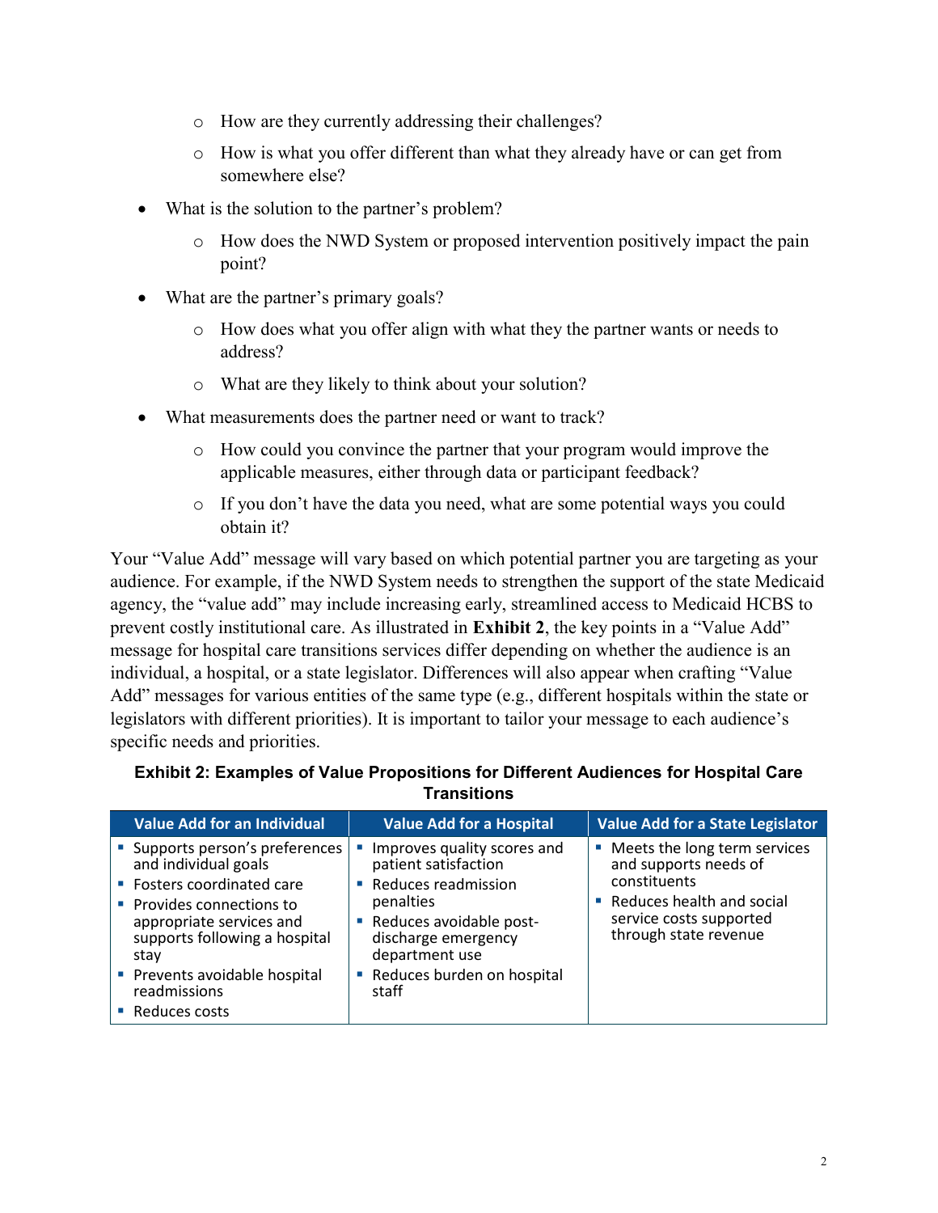- How are they currently addressing their challenges?
    - How is what you offer different than what they already have or can get from somewhere else?
- What is the solution to the partner's problem?
    - How does the NWD System or proposed intervention positively impact the pain point?
- What are the partner's primary goals?
    - How does what you offer align with what they the partner wants or needs to address?
    - What are they likely to think about your solution?
- What measurements does the partner need or want to track?
    - How could you convince the partner that your program would improve the applicable measures, either through data or participant feedback?
    - If you don't have the data you need, what are some potential ways you could obtain it?

Your "Value Add" message will vary based on which potential partner you are targeting as your audience. For example, if the NWD System needs to strengthen the support of the state Medicaid agency, the "value add" may include increasing early, streamlined access to Medicaid HCBS to prevent costly institutional care. As illustrated in **Exhibit 2**, the key points in a "Value Add" message for hospital care transitions services differ depending on whether the audience is an individual, a hospital, or a state legislator. Differences will also appear when crafting "Value Add" messages for various entities of the same type (e.g., different hospitals within the state or legislators with different priorities). It is important to tailor your message to each audience's specific needs and priorities.

**Exhibit 2: Examples of Value Propositions for Different Audiences for Hospital Care Transitions**

| Value Add for an Individual | Value Add for a Hospital | Value Add for a State Legislator |
|---|---|---|
| ▪ Supports person's preferences and individual goals<br>▪ Fosters coordinated care<br>▪ Provides connections to appropriate services and supports following a hospital stay<br>▪ Prevents avoidable hospital readmissions<br>▪ Reduces costs | ▪ Improves quality scores and patient satisfaction<br>▪ Reduces readmission penalties<br>▪ Reduces avoidable post-discharge emergency department use<br>▪ Reduces burden on hospital staff | ▪ Meets the long term services and supports needs of constituents<br>▪ Reduces health and social service costs supported through state revenue |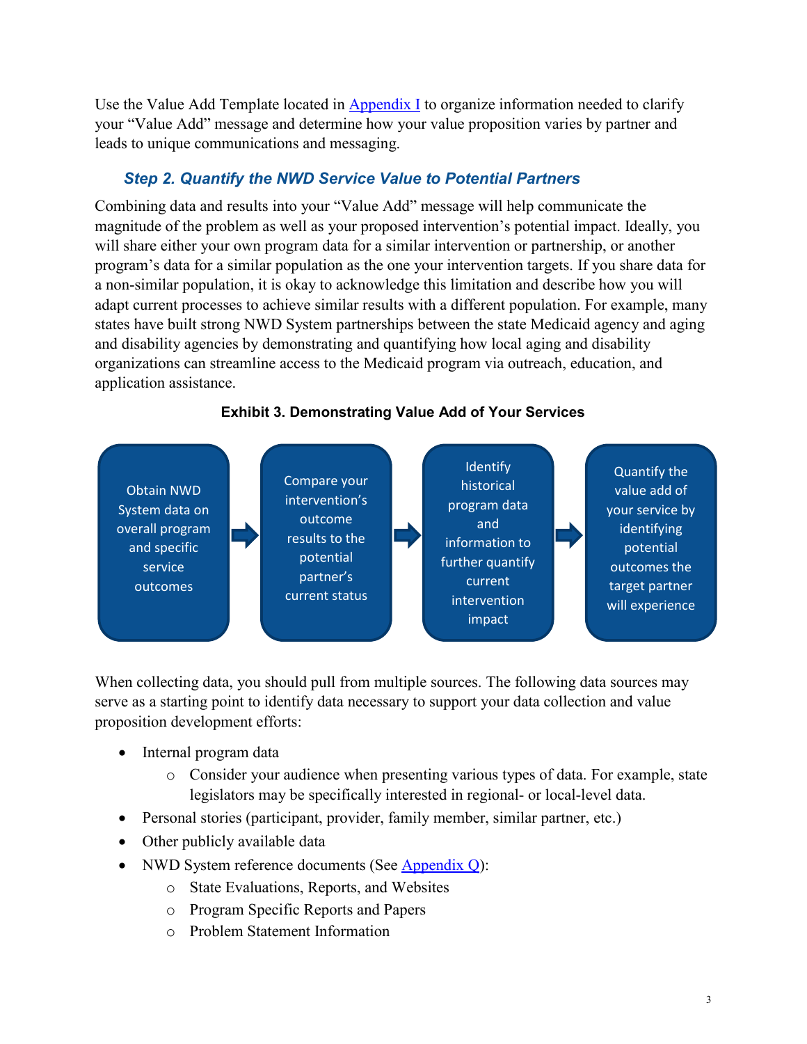Use the Value Add Template located in [Appendix I](#) to organize information needed to clarify your "Value Add" message and determine how your value proposition varies by partner and leads to unique communications and messaging.

### *Step 2. Quantify the NWD Service Value to Potential Partners*

Combining data and results into your "Value Add" message will help communicate the magnitude of the problem as well as your proposed intervention's potential impact. Ideally, you will share either your own program data for a similar intervention or partnership, or another program's data for a similar population as the one your intervention targets. If you share data for a non-similar population, it is okay to acknowledge this limitation and describe how you will adapt current processes to achieve similar results with a different population. For example, many states have built strong NWD System partnerships between the state Medicaid agency and aging and disability agencies by demonstrating and quantifying how local aging and disability organizations can streamline access to the Medicaid program via outreach, education, and application assistance.

**Exhibit 3. Demonstrating Value Add of Your Services**

Obtain NWD System data on overall program and specific service outcomes → Compare your intervention's outcome results to the potential partner's current status → Identify historical program data and information to further quantify current intervention impact → Quantify the value add of your service by identifying potential outcomes the target partner will experience

When collecting data, you should pull from multiple sources. The following data sources may serve as a starting point to identify data necessary to support your data collection and value proposition development efforts:

- Internal program data
  - Consider your audience when presenting various types of data. For example, state legislators may be specifically interested in regional- or local-level data.
- Personal stories (participant, provider, family member, similar partner, etc.)
- Other publicly available data
- NWD System reference documents (See [Appendix Q](#)):
  - State Evaluations, Reports, and Websites
  - Program Specific Reports and Papers
  - Problem Statement Information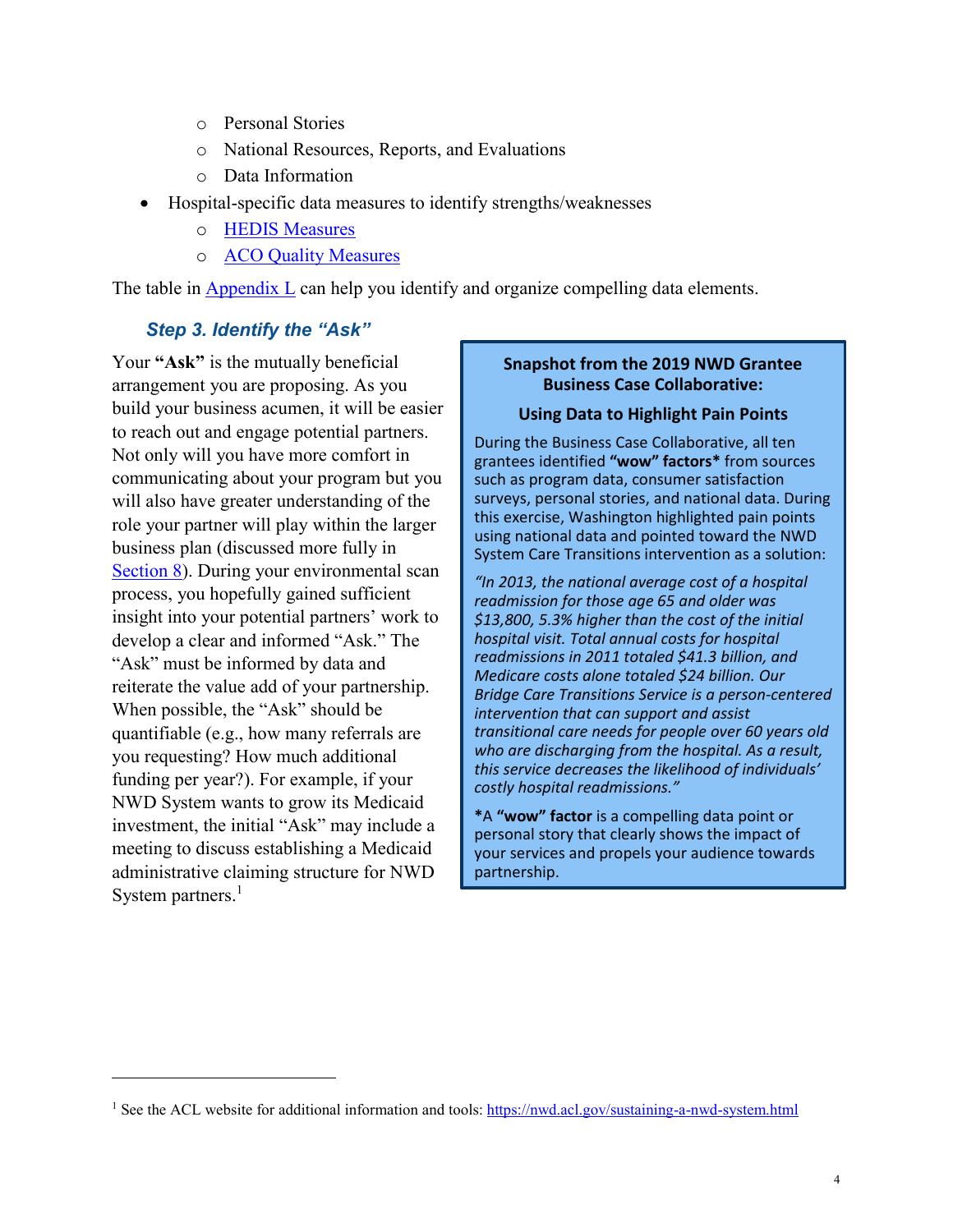- Personal Stories
    - National Resources, Reports, and Evaluations
    - Data Information
- Hospital-specific data measures to identify strengths/weaknesses
    - HEDIS Measures
    - ACO Quality Measures

The table in Appendix L can help you identify and organize compelling data elements.

### *Step 3. Identify the "Ask"*

Your **"Ask"** is the mutually beneficial arrangement you are proposing. As you build your business acumen, it will be easier to reach out and engage potential partners. Not only will you have more comfort in communicating about your program but you will also have greater understanding of the role your partner will play within the larger business plan (discussed more fully in Section 8). During your environmental scan process, you hopefully gained sufficient insight into your potential partners' work to develop a clear and informed "Ask." The "Ask" must be informed by data and reiterate the value add of your partnership. When possible, the "Ask" should be quantifiable (e.g., how many referrals are you requesting? How much additional funding per year?). For example, if your NWD System wants to grow its Medicaid investment, the initial "Ask" may include a meeting to discuss establishing a Medicaid administrative claiming structure for NWD System partners.[1]

> **Snapshot from the 2019 NWD Grantee Business Case Collaborative:**
>
> **Using Data to Highlight Pain Points**
>
> During the Business Case Collaborative, all ten grantees identified **"wow" factors*** from sources such as program data, consumer satisfaction surveys, personal stories, and national data. During this exercise, Washington highlighted pain points using national data and pointed toward the NWD System Care Transitions intervention as a solution:
>
> *"In 2013, the national average cost of a hospital readmission for those age 65 and older was $13,800, 5.3% higher than the cost of the initial hospital visit. Total annual costs for hospital readmissions in 2011 totaled $41.3 billion, and Medicare costs alone totaled $24 billion. Our Bridge Care Transitions Service is a person-centered intervention that can support and assist transitional care needs for people over 60 years old who are discharging from the hospital. As a result, this service decreases the likelihood of individuals' costly hospital readmissions."*
>
> ***A "wow" factor** is a compelling data point or personal story that clearly shows the impact of your services and propels your audience towards partnership.

[1] See the ACL website for additional information and tools: https://nwd.acl.gov/sustaining-a-nwd-system.html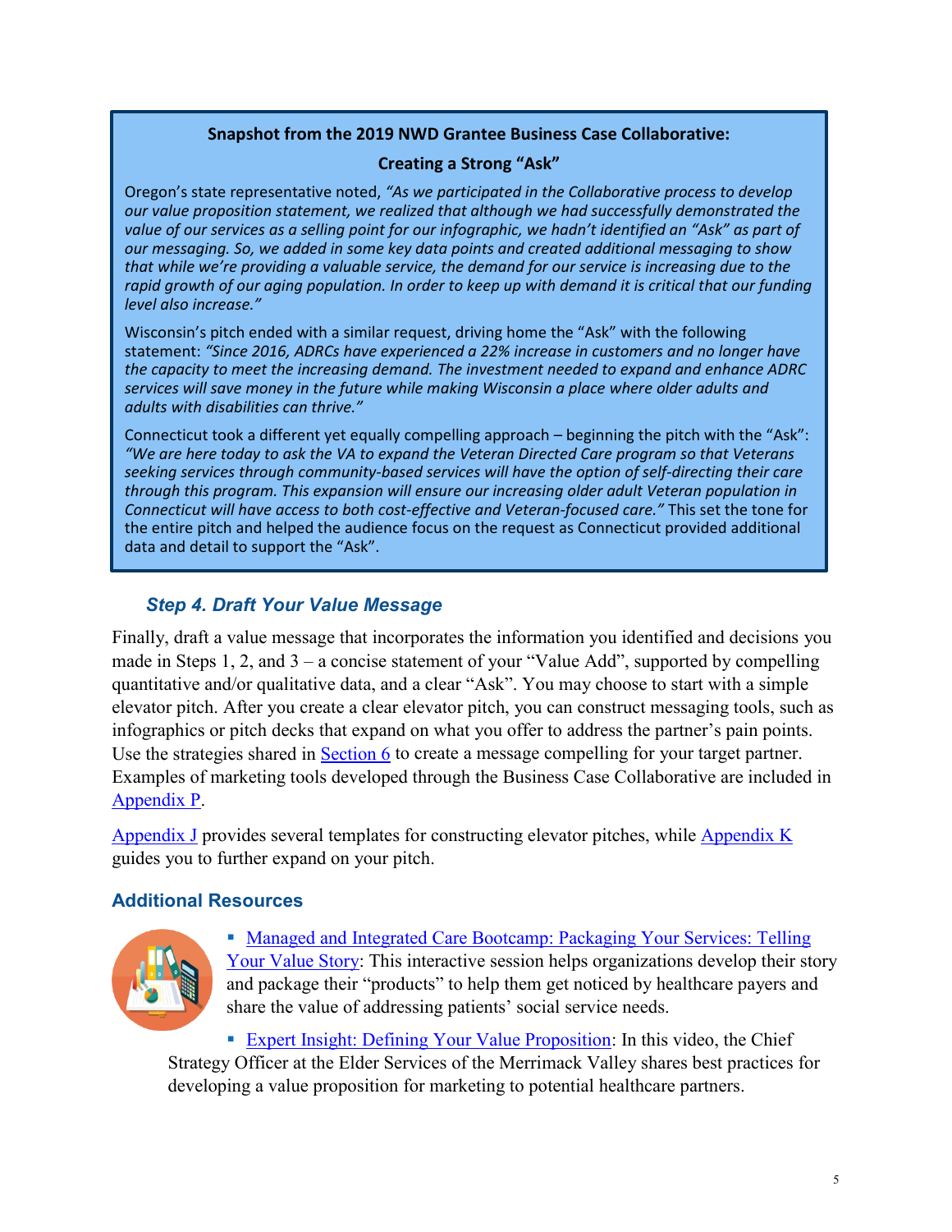**Snapshot from the 2019 NWD Grantee Business Case Collaborative:**

**Creating a Strong "Ask"**

Oregon's state representative noted, *"As we participated in the Collaborative process to develop our value proposition statement, we realized that although we had successfully demonstrated the value of our services as a selling point for our infographic, we hadn't identified an "Ask" as part of our messaging. So, we added in some key data points and created additional messaging to show that while we're providing a valuable service, the demand for our service is increasing due to the rapid growth of our aging population. In order to keep up with demand it is critical that our funding level also increase."*

Wisconsin's pitch ended with a similar request, driving home the "Ask" with the following statement: *"Since 2016, ADRCs have experienced a 22% increase in customers and no longer have the capacity to meet the increasing demand. The investment needed to expand and enhance ADRC services will save money in the future while making Wisconsin a place where older adults and adults with disabilities can thrive."*

Connecticut took a different yet equally compelling approach – beginning the pitch with the "Ask": *"We are here today to ask the VA to expand the Veteran Directed Care program so that Veterans seeking services through community-based services will have the option of self-directing their care through this program. This expansion will ensure our increasing older adult Veteran population in Connecticut will have access to both cost-effective and Veteran-focused care."* This set the tone for the entire pitch and helped the audience focus on the request as Connecticut provided additional data and detail to support the "Ask".

### *Step 4. Draft Your Value Message*

Finally, draft a value message that incorporates the information you identified and decisions you made in Steps 1, 2, and 3 – a concise statement of your "Value Add", supported by compelling quantitative and/or qualitative data, and a clear "Ask". You may choose to start with a simple elevator pitch. After you create a clear elevator pitch, you can construct messaging tools, such as infographics or pitch decks that expand on what you offer to address the partner's pain points. Use the strategies shared in Section 6 to create a message compelling for your target partner. Examples of marketing tools developed through the Business Case Collaborative are included in Appendix P.

Appendix J provides several templates for constructing elevator pitches, while Appendix K guides you to further expand on your pitch.

### Additional Resources

- Managed and Integrated Care Bootcamp: Packaging Your Services: Telling Your Value Story: This interactive session helps organizations develop their story and package their "products" to help them get noticed by healthcare payers and share the value of addressing patients' social service needs.
- Expert Insight: Defining Your Value Proposition: In this video, the Chief Strategy Officer at the Elder Services of the Merrimack Valley shares best practices for developing a value proposition for marketing to potential healthcare partners.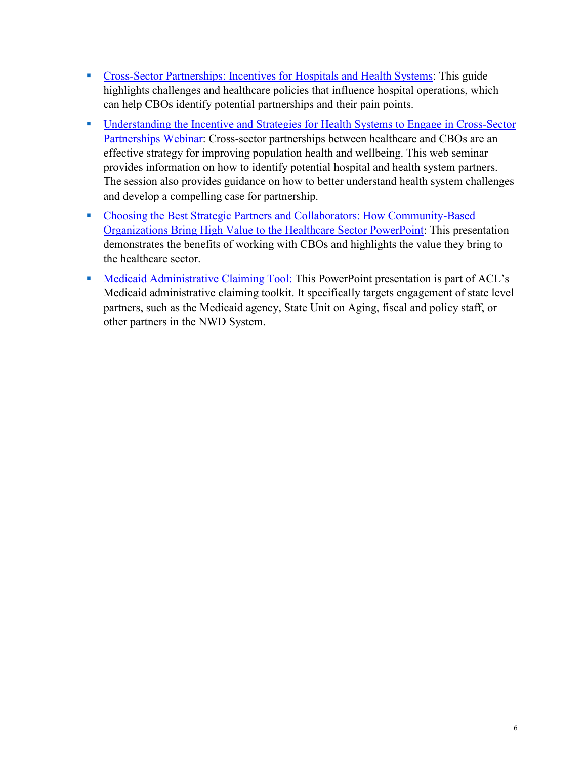- Cross-Sector Partnerships: Incentives for Hospitals and Health Systems: This guide highlights challenges and healthcare policies that influence hospital operations, which can help CBOs identify potential partnerships and their pain points.
- Understanding the Incentive and Strategies for Health Systems to Engage in Cross-Sector Partnerships Webinar: Cross-sector partnerships between healthcare and CBOs are an effective strategy for improving population health and wellbeing. This web seminar provides information on how to identify potential hospital and health system partners. The session also provides guidance on how to better understand health system challenges and develop a compelling case for partnership.
- Choosing the Best Strategic Partners and Collaborators: How Community-Based Organizations Bring High Value to the Healthcare Sector PowerPoint: This presentation demonstrates the benefits of working with CBOs and highlights the value they bring to the healthcare sector.
- Medicaid Administrative Claiming Tool: This PowerPoint presentation is part of ACL's Medicaid administrative claiming toolkit. It specifically targets engagement of state level partners, such as the Medicaid agency, State Unit on Aging, fiscal and policy staff, or other partners in the NWD System.